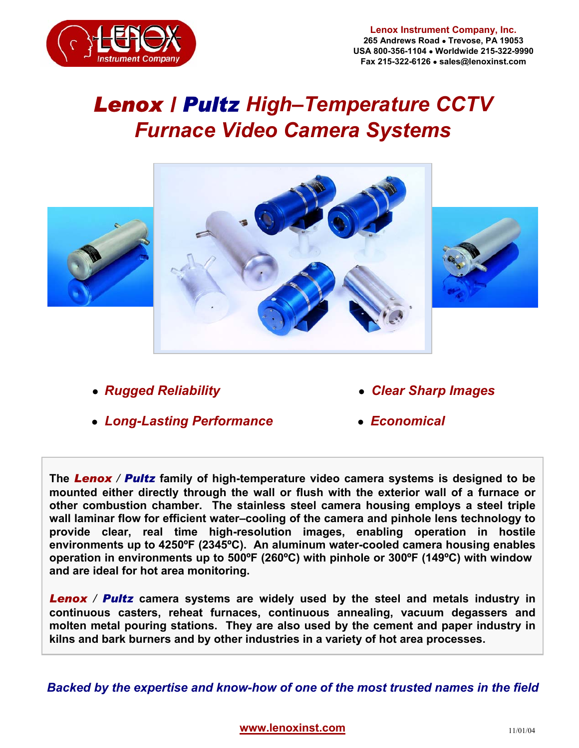**Lenox Instrument Company, Inc.**
265 Andrews Road • Trevose, PA 19053
USA 800-356-1104 • Worldwide 215-322-9990
Fax 215-322-6126 • sales@lenoxinst.com

# *Lenox / Pultz High–Temperature CCTV Furnace Video Camera Systems*

- *Rugged Reliability*
- *Long-Lasting Performance*
- *Clear Sharp Images*
- *Economical*

**The *Lenox* / *Pultz* family of high-temperature video camera systems is designed to be mounted either directly through the wall or flush with the exterior wall of a furnace or other combustion chamber. The stainless steel camera housing employs a steel triple wall laminar flow for efficient water–cooling of the camera and pinhole lens technology to provide clear, real time high-resolution images, enabling operation in hostile environments up to 4250ºF (2345ºC). An aluminum water-cooled camera housing enables operation in environments up to 500ºF (260ºC) with pinhole or 300ºF (149ºC) with window and are ideal for hot area monitoring.**

***Lenox* / *Pultz* camera systems are widely used by the steel and metals industry in continuous casters, reheat furnaces, continuous annealing, vacuum degassers and molten metal pouring stations. They are also used by the cement and paper industry in kilns and bark burners and by other industries in a variety of hot area processes.**

***Backed by the expertise and know-how of one of the most trusted names in the field***

**www.lenoxinst.com**

11/01/04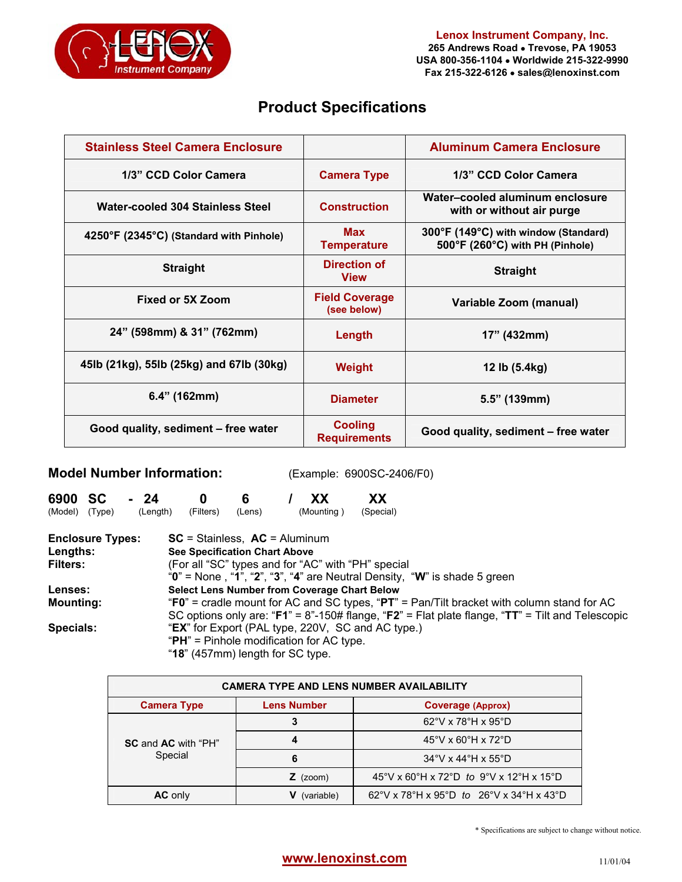Lenox Instrument Company, Inc.
265 Andrews Road • Trevose, PA 19053
USA 800-356-1104 • Worldwide 215-322-9990
Fax 215-322-6126 • sales@lenoxinst.com

# Product Specifications

| Stainless Steel Camera Enclosure | | Aluminum Camera Enclosure |
|---|---|---|
| 1/3" CCD Color Camera | Camera Type | 1/3" CCD Color Camera |
| Water-cooled 304 Stainless Steel | Construction | Water–cooled aluminum enclosure with or without air purge |
| 4250°F (2345°C) (Standard with Pinhole) | Max Temperature | 300°F (149°C) with window (Standard) 500°F (260°C) with PH (Pinhole) |
| Straight | Direction of View | Straight |
| Fixed or 5X Zoom | Field Coverage (see below) | Variable Zoom (manual) |
| 24" (598mm) & 31" (762mm) | Length | 17" (432mm) |
| 45lb (21kg), 55lb (25kg) and 67lb (30kg) | Weight | 12 lb (5.4kg) |
| 6.4" (162mm) | Diameter | 5.5" (139mm) |
| Good quality, sediment – free water | Cooling Requirements | Good quality, sediment – free water |

## Model Number Information:

(Example: 6900SC-2406/F0)

**6900** (Model) **SC** (Type) **- 24** (Length) **0** (Filters) **6** (Lens) **/ XX** (Mounting) **XX** (Special)

**Enclosure Types:** **SC** = Stainless, **AC** = Aluminum

**Lengths:** **See Specification Chart Above**

**Filters:** (For all "SC" types and for "AC" with "PH" special
"**0**" = None , "**1**", "**2**", "**3**", "**4**" are Neutral Density, "**W**" is shade 5 green

**Lenses:** **Select Lens Number from Coverage Chart Below**

**Mounting:** "**F0**" = cradle mount for AC and SC types, "**PT**" = Pan/Tilt bracket with column stand for AC
SC options only are: "**F1**" = 8"-150# flange, "**F2**" = Flat plate flange, "**TT**" = Tilt and Telescopic

**Specials:** "**EX**" for Export (PAL type, 220V, SC and AC type.)
"**PH**" = Pinhole modification for AC type.
"**18**" (457mm) length for SC type.

| CAMERA TYPE AND LENS NUMBER AVAILABILITY | | |
|---|---|---|
| Camera Type | Lens Number | Coverage (Approx) |
| SC and AC with "PH" Special | 3 | 62°V x 78°H x 95°D |
| | 4 | 45°V x 60°H x 72°D |
| | 6 | 34°V x 44°H x 55°D |
| | Z (zoom) | 45°V x 60°H x 72°D *to* 9°V x 12°H x 15°D |
| AC only | V (variable) | 62°V x 78°H x 95°D *to* 26°V x 34°H x 43°D |

\* Specifications are subject to change without notice.

www.lenoxinst.com

11/01/04